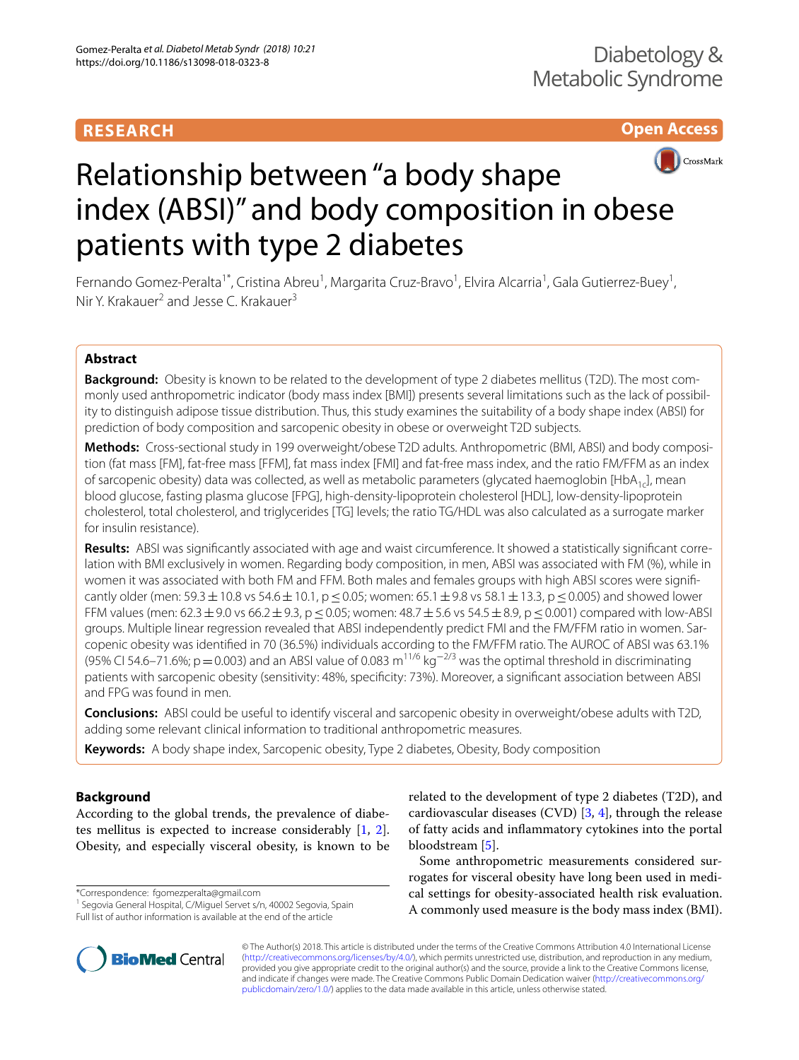RESEARCH

Open Access

# Relationship between "a body shape index (ABSI)" and body composition in obese patients with type 2 diabetes

Fernando Gomez-Peralta[1*], Cristina Abreu[1], Margarita Cruz-Bravo[1], Elvira Alcarria[1], Gala Gutierrez-Buey[1], Nir Y. Krakauer[2] and Jesse C. Krakauer[3]

## Abstract

**Background:** Obesity is known to be related to the development of type 2 diabetes mellitus (T2D). The most commonly used anthropometric indicator (body mass index [BMI]) presents several limitations such as the lack of possibility to distinguish adipose tissue distribution. Thus, this study examines the suitability of a body shape index (ABSI) for prediction of body composition and sarcopenic obesity in obese or overweight T2D subjects.

**Methods:** Cross-sectional study in 199 overweight/obese T2D adults. Anthropometric (BMI, ABSI) and body composition (fat mass [FM], fat-free mass [FFM], fat mass index [FMI] and fat-free mass index, and the ratio FM/FFM as an index of sarcopenic obesity) data was collected, as well as metabolic parameters (glycated haemoglobin [$HbA_{1c}$], mean blood glucose, fasting plasma glucose [FPG], high-density-lipoprotein cholesterol [HDL], low-density-lipoprotein cholesterol, total cholesterol, and triglycerides [TG] levels; the ratio TG/HDL was also calculated as a surrogate marker for insulin resistance).

**Results:** ABSI was significantly associated with age and waist circumference. It showed a statistically significant correlation with BMI exclusively in women. Regarding body composition, in men, ABSI was associated with FM (%), while in women it was associated with both FM and FFM. Both males and females groups with high ABSI scores were significantly older (men: $59.3 \pm 10.8$ vs $54.6 \pm 10.1$, $p \leq 0.05$; women: $65.1 \pm 9.8$ vs $58.1 \pm 13.3$, $p \leq 0.005$) and showed lower FFM values (men: $62.3 \pm 9.0$ vs $66.2 \pm 9.3$, $p \leq 0.05$; women: $48.7 \pm 5.6$ vs $54.5 \pm 8.9$, $p \leq 0.001$) compared with low-ABSI groups. Multiple linear regression revealed that ABSI independently predict FMI and the FM/FFM ratio in women. Sarcopenic obesity was identified in 70 (36.5%) individuals according to the FM/FFM ratio. The AUROC of ABSI was 63.1% (95% CI 54.6–71.6%; $p = 0.003$) and an ABSI value of 0.083 $m^{11/6}\ kg^{-2/3}$ was the optimal threshold in discriminating patients with sarcopenic obesity (sensitivity: 48%, specificity: 73%). Moreover, a significant association between ABSI and FPG was found in men.

**Conclusions:** ABSI could be useful to identify visceral and sarcopenic obesity in overweight/obese adults with T2D, adding some relevant clinical information to traditional anthropometric measures.

**Keywords:** A body shape index, Sarcopenic obesity, Type 2 diabetes, Obesity, Body composition

## Background

According to the global trends, the prevalence of diabetes mellitus is expected to increase considerably [1, 2]. Obesity, and especially visceral obesity, is known to be related to the development of type 2 diabetes (T2D), and cardiovascular diseases (CVD) [3, 4], through the release of fatty acids and inflammatory cytokines into the portal bloodstream [5].

Some anthropometric measurements considered surrogates for visceral obesity have long been used in medical settings for obesity-associated health risk evaluation. A commonly used measure is the body mass index (BMI).

*Correspondence: fgomezperalta@gmail.com
[1] Segovia General Hospital, C/Miguel Servet s/n, 40002 Segovia, Spain
Full list of author information is available at the end of the article

© The Author(s) 2018. This article is distributed under the terms of the Creative Commons Attribution 4.0 International License (http://creativecommons.org/licenses/by/4.0/), which permits unrestricted use, distribution, and reproduction in any medium, provided you give appropriate credit to the original author(s) and the source, provide a link to the Creative Commons license, and indicate if changes were made. The Creative Commons Public Domain Dedication waiver (http://creativecommons.org/publicdomain/zero/1.0/) applies to the data made available in this article, unless otherwise stated.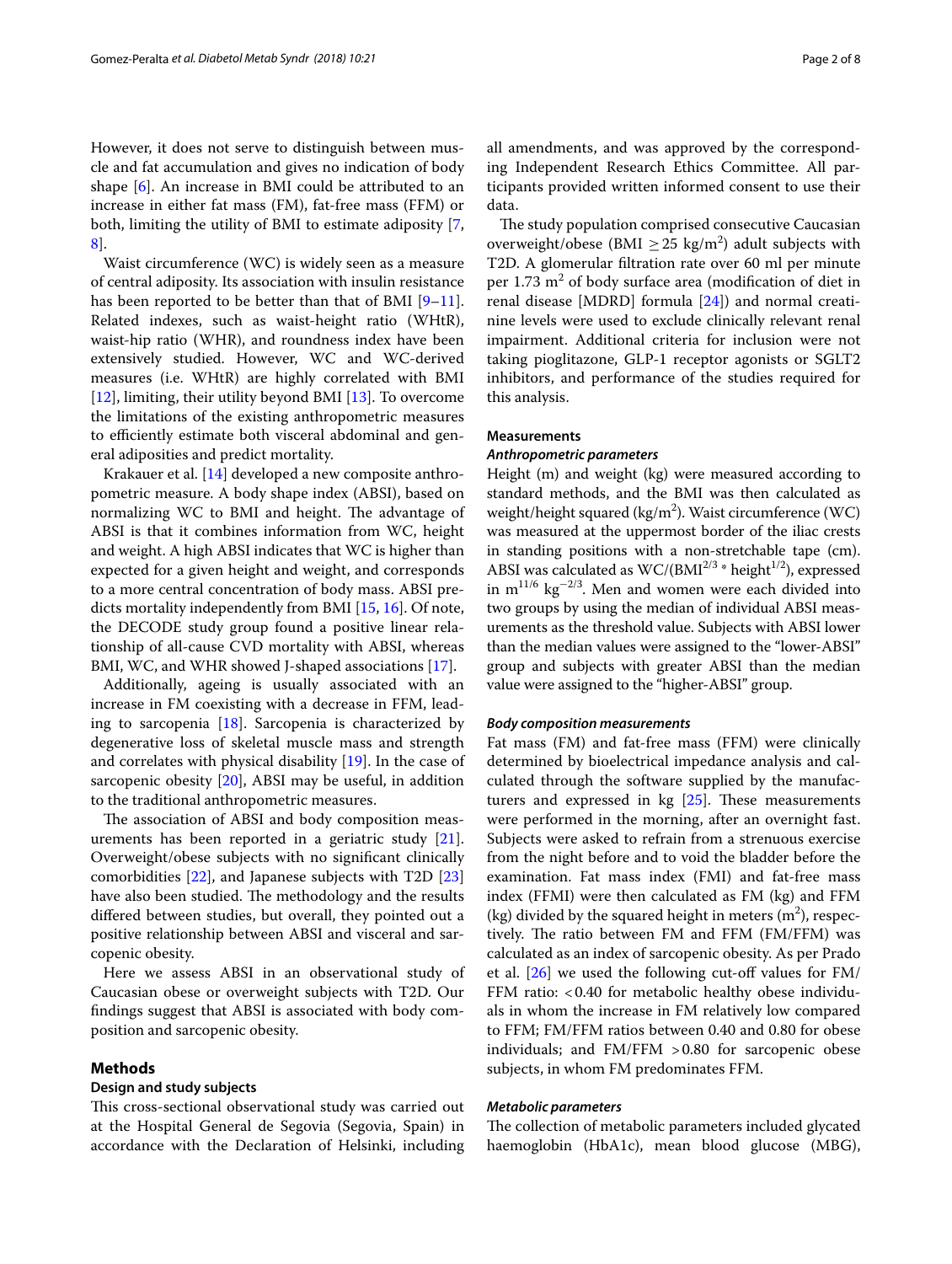However, it does not serve to distinguish between muscle and fat accumulation and gives no indication of body shape [6]. An increase in BMI could be attributed to an increase in either fat mass (FM), fat-free mass (FFM) or both, limiting the utility of BMI to estimate adiposity [7, 8].

Waist circumference (WC) is widely seen as a measure of central adiposity. Its association with insulin resistance has been reported to be better than that of BMI [9–11]. Related indexes, such as waist-height ratio (WHtR), waist-hip ratio (WHR), and roundness index have been extensively studied. However, WC and WC-derived measures (i.e. WHtR) are highly correlated with BMI [12], limiting, their utility beyond BMI [13]. To overcome the limitations of the existing anthropometric measures to efficiently estimate both visceral abdominal and general adiposities and predict mortality.

Krakauer et al. [14] developed a new composite anthropometric measure. A body shape index (ABSI), based on normalizing WC to BMI and height. The advantage of ABSI is that it combines information from WC, height and weight. A high ABSI indicates that WC is higher than expected for a given height and weight, and corresponds to a more central concentration of body mass. ABSI predicts mortality independently from BMI [15, 16]. Of note, the DECODE study group found a positive linear relationship of all-cause CVD mortality with ABSI, whereas BMI, WC, and WHR showed J-shaped associations [17].

Additionally, ageing is usually associated with an increase in FM coexisting with a decrease in FFM, leading to sarcopenia [18]. Sarcopenia is characterized by degenerative loss of skeletal muscle mass and strength and correlates with physical disability [19]. In the case of sarcopenic obesity [20], ABSI may be useful, in addition to the traditional anthropometric measures.

The association of ABSI and body composition measurements has been reported in a geriatric study [21]. Overweight/obese subjects with no significant clinically comorbidities [22], and Japanese subjects with T2D [23] have also been studied. The methodology and the results differed between studies, but overall, they pointed out a positive relationship between ABSI and visceral and sarcopenic obesity.

Here we assess ABSI in an observational study of Caucasian obese or overweight subjects with T2D. Our findings suggest that ABSI is associated with body composition and sarcopenic obesity.

## Methods

### Design and study subjects

This cross-sectional observational study was carried out at the Hospital General de Segovia (Segovia, Spain) in accordance with the Declaration of Helsinki, including all amendments, and was approved by the corresponding Independent Research Ethics Committee. All participants provided written informed consent to use their data.

The study population comprised consecutive Caucasian overweight/obese (BMI $\geq 25$ kg/m$^2$) adult subjects with T2D. A glomerular filtration rate over 60 ml per minute per 1.73 m$^2$ of body surface area (modification of diet in renal disease [MDRD] formula [24]) and normal creatinine levels were used to exclude clinically relevant renal impairment. Additional criteria for inclusion were not taking pioglitazone, GLP-1 receptor agonists or SGLT2 inhibitors, and performance of the studies required for this analysis.

### Measurements

#### *Anthropometric parameters*

Height (m) and weight (kg) were measured according to standard methods, and the BMI was then calculated as weight/height squared (kg/m$^2$). Waist circumference (WC) was measured at the uppermost border of the iliac crests in standing positions with a non-stretchable tape (cm). ABSI was calculated as WC/(BMI$^{2/3}$ * height$^{1/2}$), expressed in m$^{11/6}$ kg$^{-2/3}$. Men and women were each divided into two groups by using the median of individual ABSI measurements as the threshold value. Subjects with ABSI lower than the median values were assigned to the "lower-ABSI" group and subjects with greater ABSI than the median value were assigned to the "higher-ABSI" group.

#### *Body composition measurements*

Fat mass (FM) and fat-free mass (FFM) were clinically determined by bioelectrical impedance analysis and calculated through the software supplied by the manufacturers and expressed in kg [25]. These measurements were performed in the morning, after an overnight fast. Subjects were asked to refrain from a strenuous exercise from the night before and to void the bladder before the examination. Fat mass index (FMI) and fat-free mass index (FFMI) were then calculated as FM (kg) and FFM (kg) divided by the squared height in meters (m$^2$), respectively. The ratio between FM and FFM (FM/FFM) was calculated as an index of sarcopenic obesity. As per Prado et al. [26] we used the following cut-off values for FM/FFM ratio: <0.40 for metabolic healthy obese individuals in whom the increase in FM relatively low compared to FFM; FM/FFM ratios between 0.40 and 0.80 for obese individuals; and FM/FFM >0.80 for sarcopenic obese subjects, in whom FM predominates FFM.

#### *Metabolic parameters*

The collection of metabolic parameters included glycated haemoglobin (HbA1c), mean blood glucose (MBG),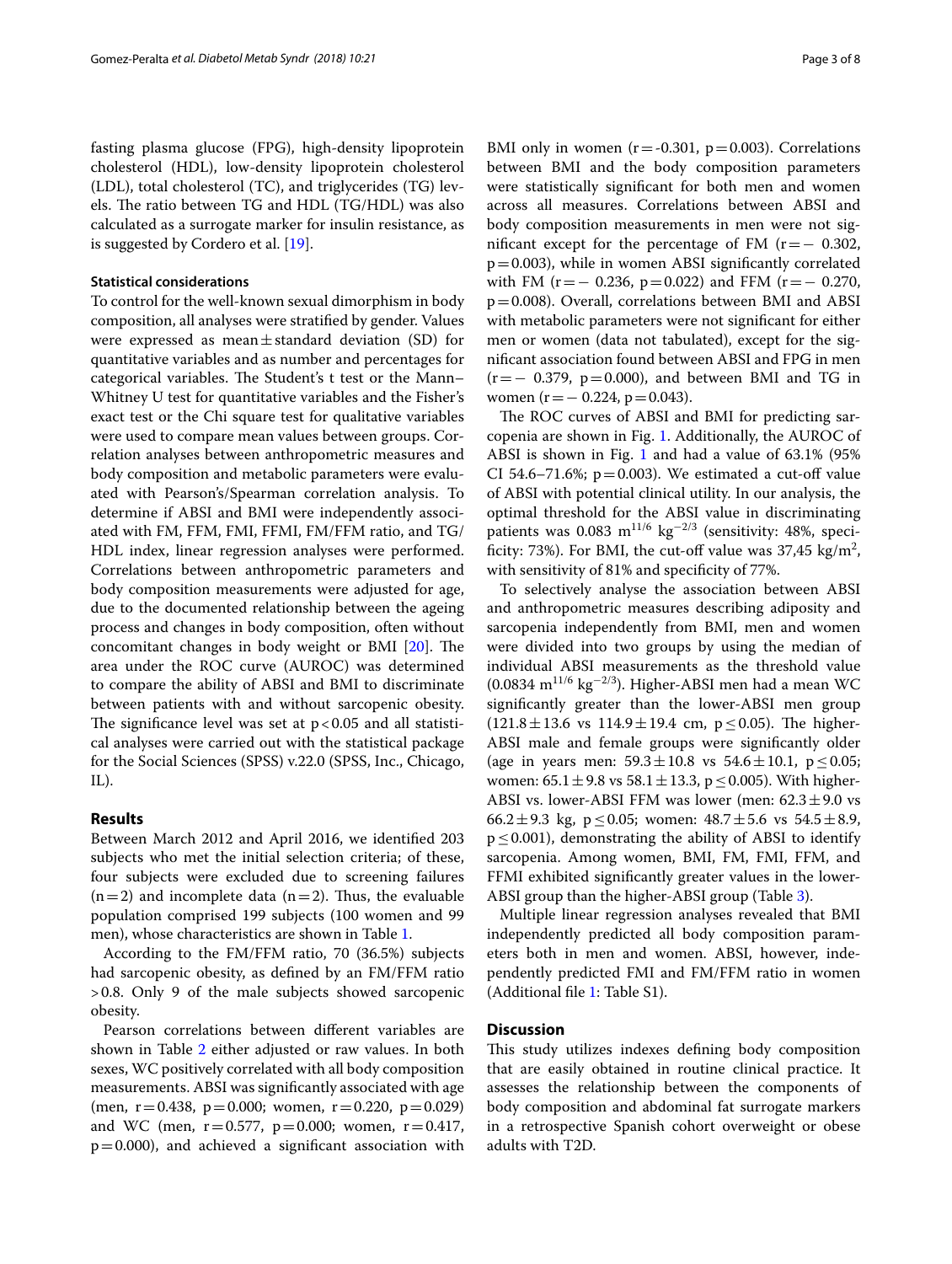fasting plasma glucose (FPG), high-density lipoprotein cholesterol (HDL), low-density lipoprotein cholesterol (LDL), total cholesterol (TC), and triglycerides (TG) levels. The ratio between TG and HDL (TG/HDL) was also calculated as a surrogate marker for insulin resistance, as is suggested by Cordero et al. [19].

### Statistical considerations

To control for the well-known sexual dimorphism in body composition, all analyses were stratified by gender. Values were expressed as mean ± standard deviation (SD) for quantitative variables and as number and percentages for categorical variables. The Student's t test or the Mann–Whitney U test for quantitative variables and the Fisher's exact test or the Chi square test for qualitative variables were used to compare mean values between groups. Correlation analyses between anthropometric measures and body composition and metabolic parameters were evaluated with Pearson's/Spearman correlation analysis. To determine if ABSI and BMI were independently associated with FM, FFM, FMI, FFMI, FM/FFM ratio, and TG/HDL index, linear regression analyses were performed. Correlations between anthropometric parameters and body composition measurements were adjusted for age, due to the documented relationship between the ageing process and changes in body composition, often without concomitant changes in body weight or BMI [20]. The area under the ROC curve (AUROC) was determined to compare the ability of ABSI and BMI to discriminate between patients with and without sarcopenic obesity. The significance level was set at $p < 0.05$ and all statistical analyses were carried out with the statistical package for the Social Sciences (SPSS) v.22.0 (SPSS, Inc., Chicago, IL).

## Results

Between March 2012 and April 2016, we identified 203 subjects who met the initial selection criteria; of these, four subjects were excluded due to screening failures ($n = 2$) and incomplete data ($n = 2$). Thus, the evaluable population comprised 199 subjects (100 women and 99 men), whose characteristics are shown in Table 1.

According to the FM/FFM ratio, 70 (36.5%) subjects had sarcopenic obesity, as defined by an FM/FFM ratio >0.8. Only 9 of the male subjects showed sarcopenic obesity.

Pearson correlations between different variables are shown in Table 2 either adjusted or raw values. In both sexes, WC positively correlated with all body composition measurements. ABSI was significantly associated with age (men, $r = 0.438$, $p = 0.000$; women, $r = 0.220$, $p = 0.029$) and WC (men, $r = 0.577$, $p = 0.000$; women, $r = 0.417$, $p = 0.000$), and achieved a significant association with BMI only in women ($r = -0.301$, $p = 0.003$). Correlations between BMI and the body composition parameters were statistically significant for both men and women across all measures. Correlations between ABSI and body composition measurements in men were not significant except for the percentage of FM ($r = -0.302$, $p = 0.003$), while in women ABSI significantly correlated with FM ($r = -0.236$, $p = 0.022$) and FFM ($r = -0.270$, $p = 0.008$). Overall, correlations between BMI and ABSI with metabolic parameters were not significant for either men or women (data not tabulated), except for the significant association found between ABSI and FPG in men ($r = -0.379$, $p = 0.000$), and between BMI and TG in women ($r = -0.224$, $p = 0.043$).

The ROC curves of ABSI and BMI for predicting sarcopenia are shown in Fig. 1. Additionally, the AUROC of ABSI is shown in Fig. 1 and had a value of 63.1% (95% CI 54.6–71.6%; $p = 0.003$). We estimated a cut-off value of ABSI with potential clinical utility. In our analysis, the optimal threshold for the ABSI value in discriminating patients was 0.083 $m^{11/6}$ $kg^{-2/3}$ (sensitivity: 48%, specificity: 73%). For BMI, the cut-off value was 37,45 $kg/m^2$, with sensitivity of 81% and specificity of 77%.

To selectively analyse the association between ABSI and anthropometric measures describing adiposity and sarcopenia independently from BMI, men and women were divided into two groups by using the median of individual ABSI measurements as the threshold value (0.0834 $m^{11/6}$ $kg^{-2/3}$). Higher-ABSI men had a mean WC significantly greater than the lower-ABSI men group (121.8 ± 13.6 vs 114.9 ± 19.4 cm, $p \leq 0.05$). The higher-ABSI male and female groups were significantly older (age in years men: 59.3 ± 10.8 vs 54.6 ± 10.1, $p \leq 0.05$; women: 65.1 ± 9.8 vs 58.1 ± 13.3, $p \leq 0.005$). With higher-ABSI vs. lower-ABSI FFM was lower (men: 62.3 ± 9.0 vs 66.2 ± 9.3 kg, $p \leq 0.05$; women: 48.7 ± 5.6 vs 54.5 ± 8.9, $p \leq 0.001$), demonstrating the ability of ABSI to identify sarcopenia. Among women, BMI, FM, FMI, FFM, and FFMI exhibited significantly greater values in the lower-ABSI group than the higher-ABSI group (Table 3).

Multiple linear regression analyses revealed that BMI independently predicted all body composition parameters both in men and women. ABSI, however, independently predicted FMI and FM/FFM ratio in women (Additional file 1: Table S1).

## Discussion

This study utilizes indexes defining body composition that are easily obtained in routine clinical practice. It assesses the relationship between the components of body composition and abdominal fat surrogate markers in a retrospective Spanish cohort overweight or obese adults with T2D.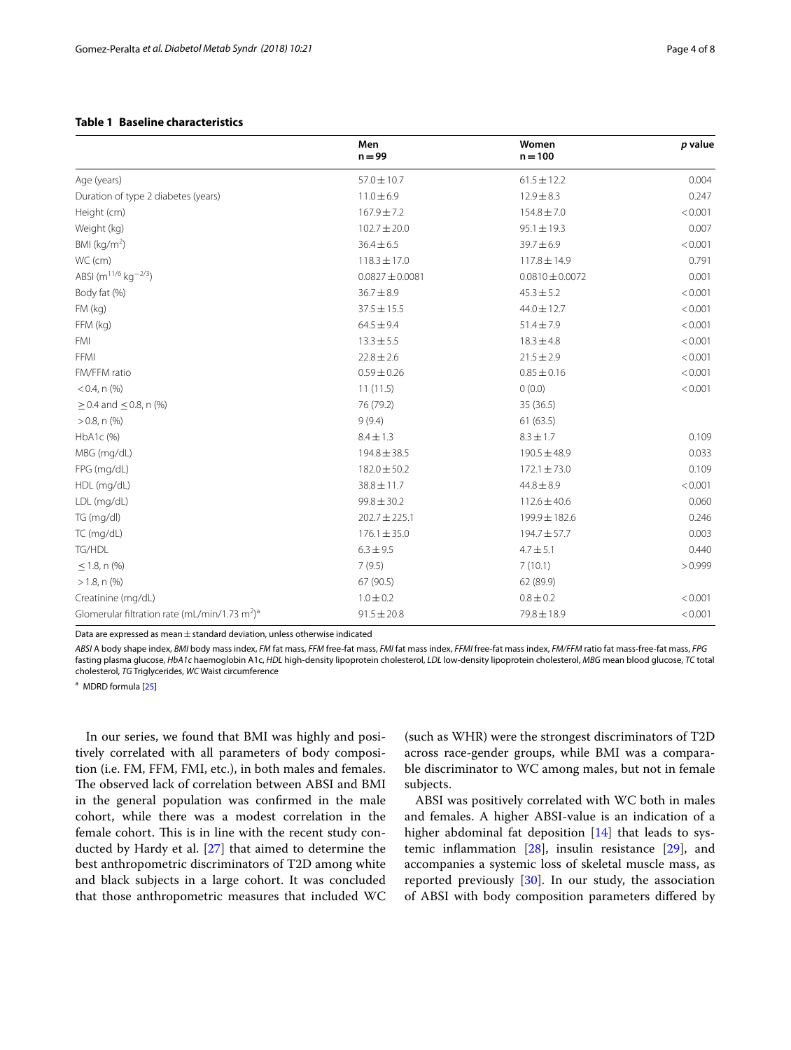**Table 1 Baseline characteristics**

| | Men n = 99 | Women n = 100 | *p* value |
|---|---|---|---|
| Age (years) | 57.0 ± 10.7 | 61.5 ± 12.2 | 0.004 |
| Duration of type 2 diabetes (years) | 11.0 ± 6.9 | 12.9 ± 8.3 | 0.247 |
| Height (cm) | 167.9 ± 7.2 | 154.8 ± 7.0 | < 0.001 |
| Weight (kg) | 102.7 ± 20.0 | 95.1 ± 19.3 | 0.007 |
| BMI (kg/m$^2$) | 36.4 ± 6.5 | 39.7 ± 6.9 | < 0.001 |
| WC (cm) | 118.3 ± 17.0 | 117.8 ± 14.9 | 0.791 |
| ABSI (m$^{11/6}$ kg$^{-2/3}$) | 0.0827 ± 0.0081 | 0.0810 ± 0.0072 | 0.001 |
| Body fat (%) | 36.7 ± 8.9 | 45.3 ± 5.2 | < 0.001 |
| FM (kg) | 37.5 ± 15.5 | 44.0 ± 12.7 | < 0.001 |
| FFM (kg) | 64.5 ± 9.4 | 51.4 ± 7.9 | < 0.001 |
| FMI | 13.3 ± 5.5 | 18.3 ± 4.8 | < 0.001 |
| FFMI | 22.8 ± 2.6 | 21.5 ± 2.9 | < 0.001 |
| FM/FFM ratio | 0.59 ± 0.26 | 0.85 ± 0.16 | < 0.001 |
| < 0.4, n (%) | 11 (11.5) | 0 (0.0) | < 0.001 |
| ≥ 0.4 and ≤ 0.8, n (%) | 76 (79.2) | 35 (36.5) | |
| > 0.8, n (%) | 9 (9.4) | 61 (63.5) | |
| HbA1c (%) | 8.4 ± 1.3 | 8.3 ± 1.7 | 0.109 |
| MBG (mg/dL) | 194.8 ± 38.5 | 190.5 ± 48.9 | 0.033 |
| FPG (mg/dL) | 182.0 ± 50.2 | 172.1 ± 73.0 | 0.109 |
| HDL (mg/dL) | 38.8 ± 11.7 | 44.8 ± 8.9 | < 0.001 |
| LDL (mg/dL) | 99.8 ± 30.2 | 112.6 ± 40.6 | 0.060 |
| TG (mg/dl) | 202.7 ± 225.1 | 199.9 ± 182.6 | 0.246 |
| TC (mg/dL) | 176.1 ± 35.0 | 194.7 ± 57.7 | 0.003 |
| TG/HDL | 6.3 ± 9.5 | 4.7 ± 5.1 | 0.440 |
| ≤ 1.8, n (%) | 7 (9.5) | 7 (10.1) | > 0.999 |
| > 1.8, n (%) | 67 (90.5) | 62 (89.9) | |
| Creatinine (mg/dL) | 1.0 ± 0.2 | 0.8 ± 0.2 | < 0.001 |
| Glomerular filtration rate (mL/min/1.73 m$^2$)[a] | 91.5 ± 20.8 | 79.8 ± 18.9 | < 0.001 |

Data are expressed as mean ± standard deviation, unless otherwise indicated

*ABSI* A body shape index, *BMI* body mass index, *FM* fat mass, *FFM* free-fat mass, *FMI* fat mass index, *FFMI* free-fat mass index, *FM/FFM* ratio fat mass-free-fat mass, *FPG* fasting plasma glucose, *HbA1c* haemoglobin A1c, *HDL* high-density lipoprotein cholesterol, *LDL* low-density lipoprotein cholesterol, *MBG* mean blood glucose, *TC* total cholesterol, *TG* Triglycerides, *WC* Waist circumference

[a] MDRD formula [25]

In our series, we found that BMI was highly and positively correlated with all parameters of body composition (i.e. FM, FFM, FMI, etc.), in both males and females. The observed lack of correlation between ABSI and BMI in the general population was confirmed in the male cohort, while there was a modest correlation in the female cohort. This is in line with the recent study conducted by Hardy et al. [27] that aimed to determine the best anthropometric discriminators of T2D among white and black subjects in a large cohort. It was concluded that those anthropometric measures that included WC (such as WHR) were the strongest discriminators of T2D across race-gender groups, while BMI was a comparable discriminator to WC among males, but not in female subjects.

ABSI was positively correlated with WC both in males and females. A higher ABSI-value is an indication of a higher abdominal fat deposition [14] that leads to systemic inflammation [28], insulin resistance [29], and accompanies a systemic loss of skeletal muscle mass, as reported previously [30]. In our study, the association of ABSI with body composition parameters differed by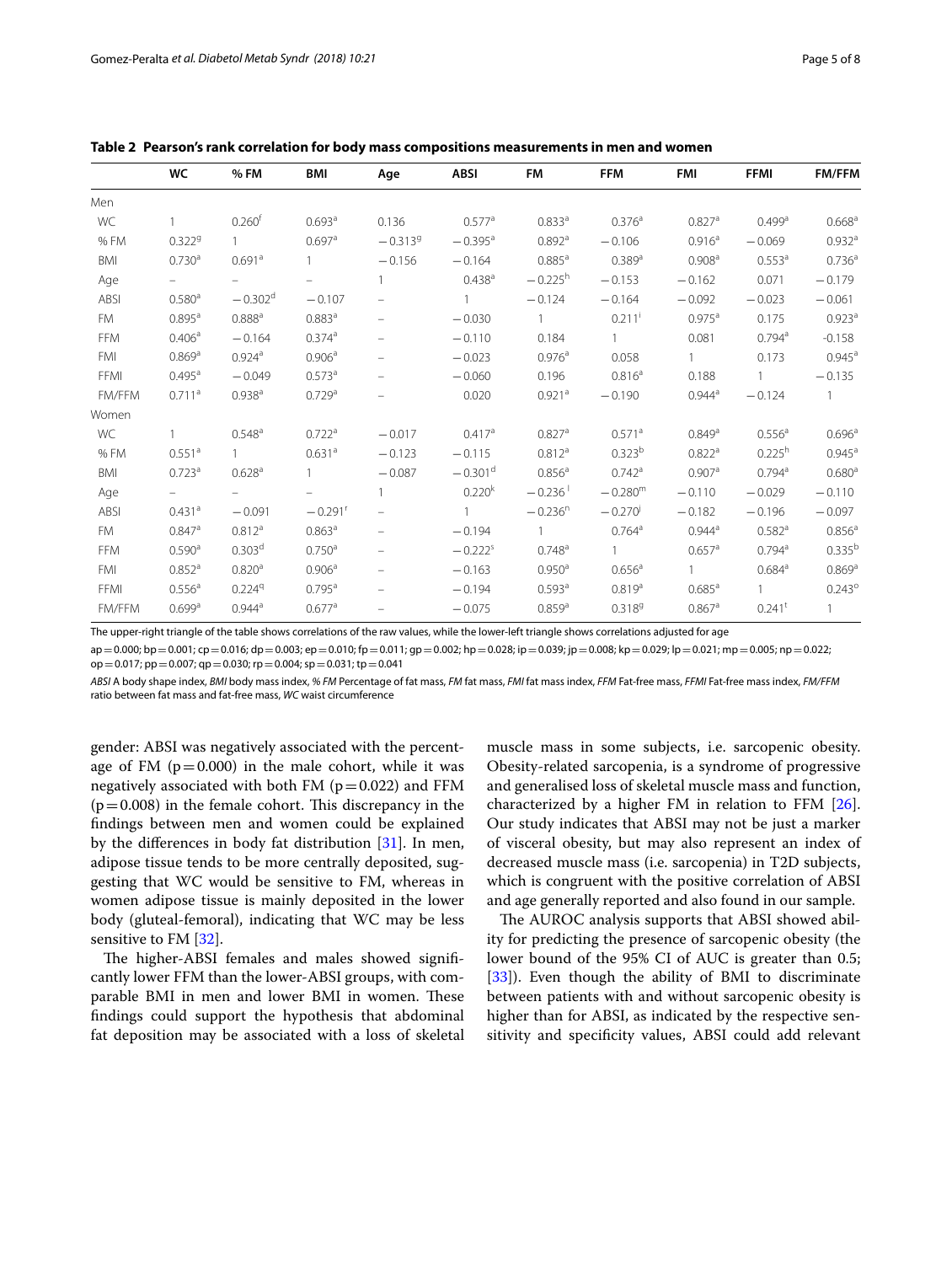**Table 2 Pearson's rank correlation for body mass compositions measurements in men and women**

| | WC | % FM | BMI | Age | ABSI | FM | FFM | FMI | FFMI | FM/FFM |
|---|---|---|---|---|---|---|---|---|---|---|
| Men | | | | | | | | | | |
| WC | 1 | 0.260[f] | 0.693[a] | 0.136 | 0.577[a] | 0.833[a] | 0.376[a] | 0.827[a] | 0.499[a] | 0.668[a] |
| % FM | 0.322[g] | 1 | 0.697[a] | −0.313[g] | −0.395[a] | 0.892[a] | −0.106 | 0.916[a] | −0.069 | 0.932[a] |
| BMI | 0.730[a] | 0.691[a] | 1 | −0.156 | −0.164 | 0.885[a] | 0.389[a] | 0.908[a] | 0.553[a] | 0.736[a] |
| Age | – | – | – | 1 | 0.438[a] | −0.225[h] | −0.153 | −0.162 | 0.071 | −0.179 |
| ABSI | 0.580[a] | −0.302[d] | −0.107 | – | 1 | −0.124 | −0.164 | −0.092 | −0.023 | −0.061 |
| FM | 0.895[a] | 0.888[a] | 0.883[a] | – | −0.030 | 1 | 0.211[i] | 0.975[a] | 0.175 | 0.923[a] |
| FFM | 0.406[a] | −0.164 | 0.374[a] | – | −0.110 | 0.184 | 1 | 0.081 | 0.794[a] | -0.158 |
| FMI | 0.869[a] | 0.924[a] | 0.906[a] | – | −0.023 | 0.976[a] | 0.058 | 1 | 0.173 | 0.945[a] |
| FFMI | 0.495[a] | −0.049 | 0.573[a] | – | −0.060 | 0.196 | 0.816[a] | 0.188 | 1 | −0.135 |
| FM/FFM | 0.711[a] | 0.938[a] | 0.729[a] | – | 0.020 | 0.921[a] | −0.190 | 0.944[a] | −0.124 | 1 |
| Women | | | | | | | | | | |
| WC | 1 | 0.548[a] | 0.722[a] | −0.017 | 0.417[a] | 0.827[a] | 0.571[a] | 0.849[a] | 0.556[a] | 0.696[a] |
| % FM | 0.551[a] | 1 | 0.631[a] | −0.123 | −0.115 | 0.812[a] | 0.323[b] | 0.822[a] | 0.225[h] | 0.945[a] |
| BMI | 0.723[a] | 0.628[a] | 1 | −0.087 | −0.301[d] | 0.856[a] | 0.742[a] | 0.907[a] | 0.794[a] | 0.680[a] |
| Age | – | – | – | 1 | 0.220[k] | −0.236[l] | −0.280[m] | −0.110 | −0.029 | −0.110 |
| ABSI | 0.431[a] | −0.091 | −0.291[r] | – | 1 | −0.236[n] | −0.270[j] | −0.182 | −0.196 | −0.097 |
| FM | 0.847[a] | 0.812[a] | 0.863[a] | – | −0.194 | 1 | 0.764[a] | 0.944[a] | 0.582[a] | 0.856[a] |
| FFM | 0.590[a] | 0.303[d] | 0.750[a] | – | −0.222[s] | 0.748[a] | 1 | 0.657[a] | 0.794[a] | 0.335[b] |
| FMI | 0.852[a] | 0.820[a] | 0.906[a] | – | −0.163 | 0.950[a] | 0.656[a] | 1 | 0.684[a] | 0.869[a] |
| FFMI | 0.556[a] | 0.224[q] | 0.795[a] | – | −0.194 | 0.593[a] | 0.819[a] | 0.685[a] | 1 | 0.243[o] |
| FM/FFM | 0.699[a] | 0.944[a] | 0.677[a] | – | −0.075 | 0.859[a] | 0.318[g] | 0.867[a] | 0.241[t] | 1 |

The upper-right triangle of the table shows correlations of the raw values, while the lower-left triangle shows correlations adjusted for age

ap = 0.000; bp = 0.001; cp = 0.016; dp = 0.003; ep = 0.010; fp = 0.011; gp = 0.002; hp = 0.028; ip = 0.039; jp = 0.008; kp = 0.029; lp = 0.021; mp = 0.005; np = 0.022; op = 0.017; pp = 0.007; qp = 0.030; rp = 0.004; sp = 0.031; tp = 0.041

*ABSI* A body shape index, *BMI* body mass index, *% FM* Percentage of fat mass, *FM* fat mass, *FMI* fat mass index, *FFM* Fat-free mass, *FFMI* Fat-free mass index, *FM/FFM* ratio between fat mass and fat-free mass, *WC* waist circumference

gender: ABSI was negatively associated with the percentage of FM ($p = 0.000$) in the male cohort, while it was negatively associated with both FM ($p = 0.022$) and FFM ($p = 0.008$) in the female cohort. This discrepancy in the findings between men and women could be explained by the differences in body fat distribution [31]. In men, adipose tissue tends to be more centrally deposited, suggesting that WC would be sensitive to FM, whereas in women adipose tissue is mainly deposited in the lower body (gluteal-femoral), indicating that WC may be less sensitive to FM [32].

The higher-ABSI females and males showed significantly lower FFM than the lower-ABSI groups, with comparable BMI in men and lower BMI in women. These findings could support the hypothesis that abdominal fat deposition may be associated with a loss of skeletal muscle mass in some subjects, i.e. sarcopenic obesity. Obesity-related sarcopenia, is a syndrome of progressive and generalised loss of skeletal muscle mass and function, characterized by a higher FM in relation to FFM [26]. Our study indicates that ABSI may not be just a marker of visceral obesity, but may also represent an index of decreased muscle mass (i.e. sarcopenia) in T2D subjects, which is congruent with the positive correlation of ABSI and age generally reported and also found in our sample.

The AUROC analysis supports that ABSI showed ability for predicting the presence of sarcopenic obesity (the lower bound of the 95% CI of AUC is greater than 0.5; [33]). Even though the ability of BMI to discriminate between patients with and without sarcopenic obesity is higher than for ABSI, as indicated by the respective sensitivity and specificity values, ABSI could add relevant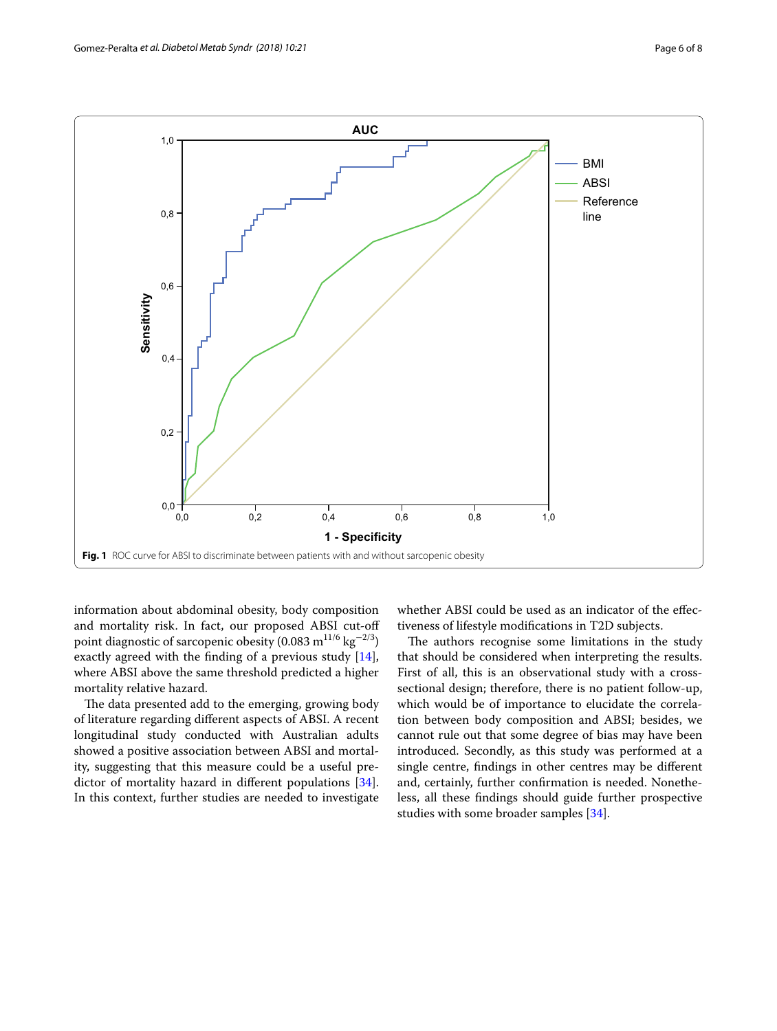AUC

1,0

0,8

0,6

0,4

0,2

0,0

Sensitivity

0,0 0,2 0,4 0,6 0,8 1,0

1 - Specificity

BMI

ABSI

Reference line

**Fig. 1** ROC curve for ABSI to discriminate between patients with and without sarcopenic obesity

information about abdominal obesity, body composition and mortality risk. In fact, our proposed ABSI cut-off point diagnostic of sarcopenic obesity (0.083 $m^{11/6}$ $kg^{-2/3}$) exactly agreed with the finding of a previous study [14], where ABSI above the same threshold predicted a higher mortality relative hazard.

The data presented add to the emerging, growing body of literature regarding different aspects of ABSI. A recent longitudinal study conducted with Australian adults showed a positive association between ABSI and mortality, suggesting that this measure could be a useful predictor of mortality hazard in different populations [34]. In this context, further studies are needed to investigate whether ABSI could be used as an indicator of the effectiveness of lifestyle modifications in T2D subjects.

The authors recognise some limitations in the study that should be considered when interpreting the results. First of all, this is an observational study with a cross-sectional design; therefore, there is no patient follow-up, which would be of importance to elucidate the correlation between body composition and ABSI; besides, we cannot rule out that some degree of bias may have been introduced. Secondly, as this study was performed at a single centre, findings in other centres may be different and, certainly, further confirmation is needed. Nonetheless, all these findings should guide further prospective studies with some broader samples [34].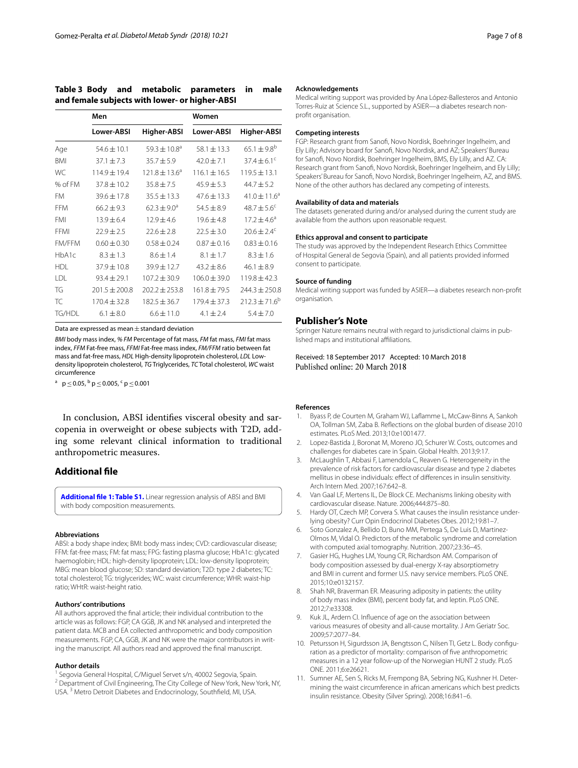**Table 3 Body and metabolic parameters in male and female subjects with lower- or higher-ABSI**

| | Men | | Women | |
|---|---|---|---|---|
| | Lower-ABSI | Higher-ABSI | Lower-ABSI | Higher-ABSI |
| Age | 54.6 ± 10.1 | 59.3 ± 10.8[a] | 58.1 ± 13.3 | 65.1 ± 9.8[b] |
| BMI | 37.1 ± 7.3 | 35.7 ± 5.9 | 42.0 ± 7.1 | 37.4 ± 6.1[c] |
| WC | 114.9 ± 19.4 | 121.8 ± 13.6[a] | 116.1 ± 16.5 | 119.5 ± 13.1 |
| % of FM | 37.8 ± 10.2 | 35.8 ± 7.5 | 45.9 ± 5.3 | 44.7 ± 5.2 |
| FM | 39.6 ± 17.8 | 35.5 ± 13.3 | 47.6 ± 13.3 | 41.0 ± 11.6[a] |
| FFM | 66.2 ± 9.3 | 62.3 ± 9.0[a] | 54.5 ± 8.9 | 48.7 ± 5.6[c] |
| FMI | 13.9 ± 6.4 | 12.9 ± 4.6 | 19.6 ± 4.8 | 17.2 ± 4.6[a] |
| FFMI | 22.9 ± 2.5 | 22.6 ± 2.8 | 22.5 ± 3.0 | 20.6 ± 2.4[c] |
| FM/FFM | 0.60 ± 0.30 | 0.58 ± 0.24 | 0.87 ± 0.16 | 0.83 ± 0.16 |
| HbA1c | 8.3 ± 1.3 | 8.6 ± 1.4 | 8.1 ± 1.7 | 8.3 ± 1.6 |
| HDL | 37.9 ± 10.8 | 39.9 ± 12.7 | 43.2 ± 8.6 | 46.1 ± 8.9 |
| LDL | 93.4 ± 29.1 | 107.2 ± 30.9 | 106.0 ± 39.0 | 119.8 ± 42.3 |
| TG | 201.5 ± 200.8 | 202.2 ± 253.8 | 161.8 ± 79.5 | 244.3 ± 250.8 |
| TC | 170.4 ± 32.8 | 182.5 ± 36.7 | 179.4 ± 37.3 | 212.3 ± 71.6[b] |
| TG/HDL | 6.1 ± 8.0 | 6.6 ± 11.0 | 4.1 ± 2.4 | 5.4 ± 7.0 |

Data are expressed as mean ± standard deviation

*BMI* body mass index, *% FM* Percentage of fat mass, *FM* fat mass, *FMI* fat mass index, *FFM* Fat-free mass index, *FFMI* Fat-free mass index, *FM/FFM* ratio between fat mass and fat-free mass, *HDL* High-density lipoprotein cholesterol, *LDL* Low-density lipoprotein cholesterol, *TG* Triglycerides, *TC* Total cholesterol, *WC* waist circumference

[a] $p \leq 0.05$, [b] $p \leq 0.005$, [c] $p \leq 0.001$

In conclusion, ABSI identifies visceral obesity and sarcopenia in overweight or obese subjects with T2D, adding some relevant clinical information to traditional anthropometric measures.

## Additional file

**Additional file 1: Table S1.** Linear regression analysis of ABSI and BMI with body composition measurements.

#### Abbreviations

ABSI: a body shape index; BMI: body mass index; CVD: cardiovascular disease; FFM: fat-free mass; FM: fat mass; FPG: fasting plasma glucose; HbA1c: glycated haemoglobin; HDL: high-density lipoprotein; LDL: low-density lipoprotein; MBG: mean blood glucose; SD: standard deviation; T2D: type 2 diabetes; TC: total cholesterol; TG: triglycerides; WC: waist circumference; WHR: waist-hip ratio; WHtR: waist-height ratio.

#### Authors' contributions

All authors approved the final article; their individual contribution to the article was as follows: FGP, CA GGB, JK and NK analysed and interpreted the patient data. MCB and EA collected anthropometric and body composition measurements. FGP, CA, GGB, JK and NK were the major contributors in writing the manuscript. All authors read and approved the final manuscript.

#### Author details

[1] Segovia General Hospital, C/Miguel Servet s/n, 40002 Segovia, Spain. [2] Department of Civil Engineering, The City College of New York, New York, NY, USA. [3] Metro Detroit Diabetes and Endocrinology, Southfield, MI, USA.

#### Acknowledgements

Medical writing support was provided by Ana López-Ballesteros and Antonio Torres-Ruiz at Science S.L., supported by ASIER—a diabetes research non-profit organisation.

#### Competing interests

FGP: Research grant from Sanofi, Novo Nordisk, Boehringer Ingelheim, and Ely Lilly; Advisory board for Sanofi, Novo Nordisk, and AZ; Speakers' Bureau for Sanofi, Novo Nordisk, Boehringer Ingelheim, BMS, Ely Lilly, and AZ. CA: Research grant from Sanofi, Novo Nordisk, Boehringer Ingelheim, and Ely Lilly; Speakers' Bureau for Sanofi, Novo Nordisk, Boehringer Ingelheim, AZ, and BMS. None of the other authors has declared any competing of interests.

#### Availability of data and materials

The datasets generated during and/or analysed during the current study are available from the authors upon reasonable request.

#### Ethics approval and consent to participate

The study was approved by the Independent Research Ethics Committee of Hospital General de Segovia (Spain), and all patients provided informed consent to participate.

#### Source of funding

Medical writing support was funded by ASIER—a diabetes research non-profit organisation.

## Publisher's Note

Springer Nature remains neutral with regard to jurisdictional claims in published maps and institutional affiliations.

Received: 18 September 2017 Accepted: 10 March 2018
Published online: 20 March 2018

#### References

1. Byass P, de Courten M, Graham WJ, Laflamme L, McCaw-Binns A, Sankoh OA, Tollman SM, Zaba B. Reflections on the global burden of disease 2010 estimates. PLoS Med. 2013;10:e1001477.
2. Lopez-Bastida J, Boronat M, Moreno JO, Schurer W. Costs, outcomes and challenges for diabetes care in Spain. Global Health. 2013;9:17.
3. McLaughlin T, Abbasi F, Lamendola C, Reaven G. Heterogeneity in the prevalence of risk factors for cardiovascular disease and type 2 diabetes mellitus in obese individuals: effect of differences in insulin sensitivity. Arch Intern Med. 2007;167:642–8.
4. Van Gaal LF, Mertens IL, De Block CE. Mechanisms linking obesity with cardiovascular disease. Nature. 2006;444:875–80.
5. Hardy OT, Czech MP, Corvera S. What causes the insulin resistance underlying obesity? Curr Opin Endocrinol Diabetes Obes. 2012;19:81–7.
6. Soto Gonzalez A, Bellido D, Buno MM, Pertega S, De Luis D, Martinez-Olmos M, Vidal O. Predictors of the metabolic syndrome and correlation with computed axial tomography. Nutrition. 2007;23:36–45.
7. Gasier HG, Hughes LM, Young CR, Richardson AM. Comparison of body composition assessed by dual-energy X-ray absorptiometry and BMI in current and former U.S. navy service members. PLoS ONE. 2015;10:e0132157.
8. Shah NR, Braverman ER. Measuring adiposity in patients: the utility of body mass index (BMI), percent body fat, and leptin. PLoS ONE. 2012;7:e33308.
9. Kuk JL, Ardern CI. Influence of age on the association between various measures of obesity and all-cause mortality. J Am Geriatr Soc. 2009;57:2077–84.
10. Petursson H, Sigurdsson JA, Bengtsson C, Nilsen TI, Getz L. Body configuration as a predictor of mortality: comparison of five anthropometric measures in a 12 year follow-up of the Norwegian HUNT 2 study. PLoS ONE. 2011;6:e26621.
11. Sumner AE, Sen S, Ricks M, Frempong BA, Sebring NG, Kushner H. Determining the waist circumference in african americans which best predicts insulin resistance. Obesity (Silver Spring). 2008;16:841–6.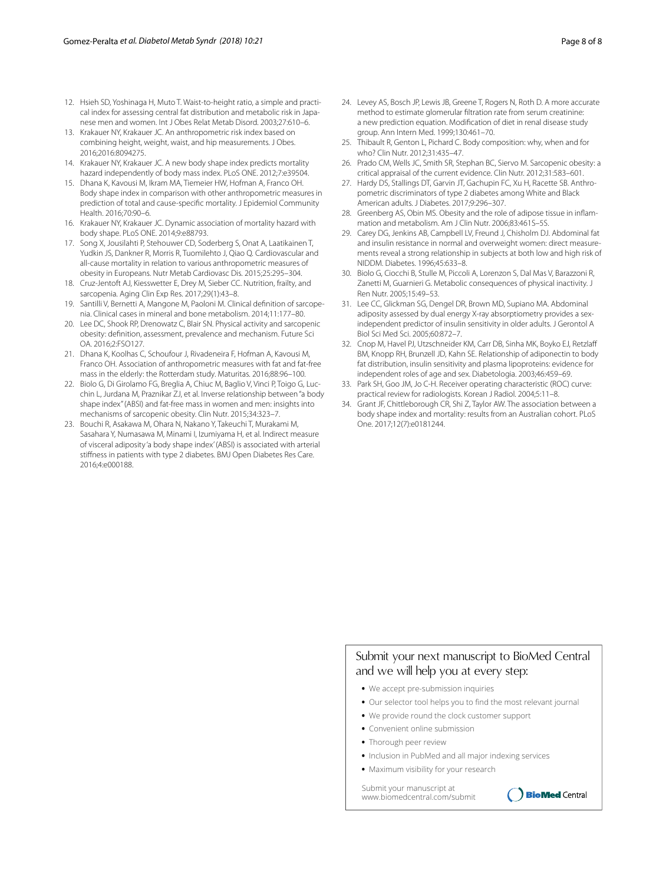12. Hsieh SD, Yoshinaga H, Muto T. Waist-to-height ratio, a simple and practical index for assessing central fat distribution and metabolic risk in Japanese men and women. Int J Obes Relat Metab Disord. 2003;27:610–6.
13. Krakauer NY, Krakauer JC. An anthropometric risk index based on combining height, weight, waist, and hip measurements. J Obes. 2016;2016:8094275.
14. Krakauer NY, Krakauer JC. A new body shape index predicts mortality hazard independently of body mass index. PLoS ONE. 2012;7:e39504.
15. Dhana K, Kavousi M, Ikram MA, Tiemeier HW, Hofman A, Franco OH. Body shape index in comparison with other anthropometric measures in prediction of total and cause-specific mortality. J Epidemiol Community Health. 2016;70:90–6.
16. Krakauer NY, Krakauer JC. Dynamic association of mortality hazard with body shape. PLoS ONE. 2014;9:e88793.
17. Song X, Jousilahti P, Stehouwer CD, Soderberg S, Onat A, Laatikainen T, Yudkin JS, Dankner R, Morris R, Tuomilehto J, Qiao Q. Cardiovascular and all-cause mortality in relation to various anthropometric measures of obesity in Europeans. Nutr Metab Cardiovasc Dis. 2015;25:295–304.
18. Cruz-Jentoft AJ, Kiesswetter E, Drey M, Sieber CC. Nutrition, frailty, and sarcopenia. Aging Clin Exp Res. 2017;29(1):43–8.
19. Santilli V, Bernetti A, Mangone M, Paoloni M. Clinical definition of sarcopenia. Clinical cases in mineral and bone metabolism. 2014;11:177–80.
20. Lee DC, Shook RP, Drenowatz C, Blair SN. Physical activity and sarcopenic obesity: definition, assessment, prevalence and mechanism. Future Sci OA. 2016;2:FSO127.
21. Dhana K, Koolhas C, Schoufour J, Rivadeneira F, Hofman A, Kavousi M, Franco OH. Association of anthropometric measures with fat and fat-free mass in the elderly: the Rotterdam study. Maturitas. 2016;88:96–100.
22. Biolo G, Di Girolamo FG, Breglia A, Chiuc M, Baglio V, Vinci P, Toigo G, Lucchin L, Jurdana M, Praznikar ZJ, et al. Inverse relationship between "a body shape index" (ABSI) and fat-free mass in women and men: insights into mechanisms of sarcopenic obesity. Clin Nutr. 2015;34:323–7.
23. Bouchi R, Asakawa M, Ohara N, Nakano Y, Takeuchi T, Murakami M, Sasahara Y, Numasawa M, Minami I, Izumiyama H, et al. Indirect measure of visceral adiposity 'a body shape index' (ABSI) is associated with arterial stiffness in patients with type 2 diabetes. BMJ Open Diabetes Res Care. 2016;4:e000188.
24. Levey AS, Bosch JP, Lewis JB, Greene T, Rogers N, Roth D. A more accurate method to estimate glomerular filtration rate from serum creatinine: a new prediction equation. Modification of diet in renal disease study group. Ann Intern Med. 1999;130:461–70.
25. Thibault R, Genton L, Pichard C. Body composition: why, when and for who? Clin Nutr. 2012;31:435–47.
26. Prado CM, Wells JC, Smith SR, Stephan BC, Siervo M. Sarcopenic obesity: a critical appraisal of the current evidence. Clin Nutr. 2012;31:583–601.
27. Hardy DS, Stallings DT, Garvin JT, Gachupin FC, Xu H, Racette SB. Anthropometric discriminators of type 2 diabetes among White and Black American adults. J Diabetes. 2017;9:296–307.
28. Greenberg AS, Obin MS. Obesity and the role of adipose tissue in inflammation and metabolism. Am J Clin Nutr. 2006;83:461S–5S.
29. Carey DG, Jenkins AB, Campbell LV, Freund J, Chisholm DJ. Abdominal fat and insulin resistance in normal and overweight women: direct measurements reveal a strong relationship in subjects at both low and high risk of NIDDM. Diabetes. 1996;45:633–8.
30. Biolo G, Ciocchi B, Stulle M, Piccoli A, Lorenzon S, Dal Mas V, Barazzoni R, Zanetti M, Guarnieri G. Metabolic consequences of physical inactivity. J Ren Nutr. 2005;15:49–53.
31. Lee CC, Glickman SG, Dengel DR, Brown MD, Supiano MA. Abdominal adiposity assessed by dual energy X-ray absorptiometry provides a sex-independent predictor of insulin sensitivity in older adults. J Gerontol A Biol Sci Med Sci. 2005;60:872–7.
32. Cnop M, Havel PJ, Utzschneider KM, Carr DB, Sinha MK, Boyko EJ, Retzlaff BM, Knopp RH, Brunzell JD, Kahn SE. Relationship of adiponectin to body fat distribution, insulin sensitivity and plasma lipoproteins: evidence for independent roles of age and sex. Diabetologia. 2003;46:459–69.
33. Park SH, Goo JM, Jo C-H. Receiver operating characteristic (ROC) curve: practical review for radiologists. Korean J Radiol. 2004;5:11–8.
34. Grant JF, Chittleborough CR, Shi Z, Taylor AW. The association between a body shape index and mortality: results from an Australian cohort. PLoS One. 2017;12(7):e0181244.

Submit your next manuscript to BioMed Central and we will help you at every step:

- We accept pre-submission inquiries
- Our selector tool helps you to find the most relevant journal
- We provide round the clock customer support
- Convenient online submission
- Thorough peer review
- Inclusion in PubMed and all major indexing services
- Maximum visibility for your research

Submit your manuscript at
www.biomedcentral.com/submit

BioMed Central